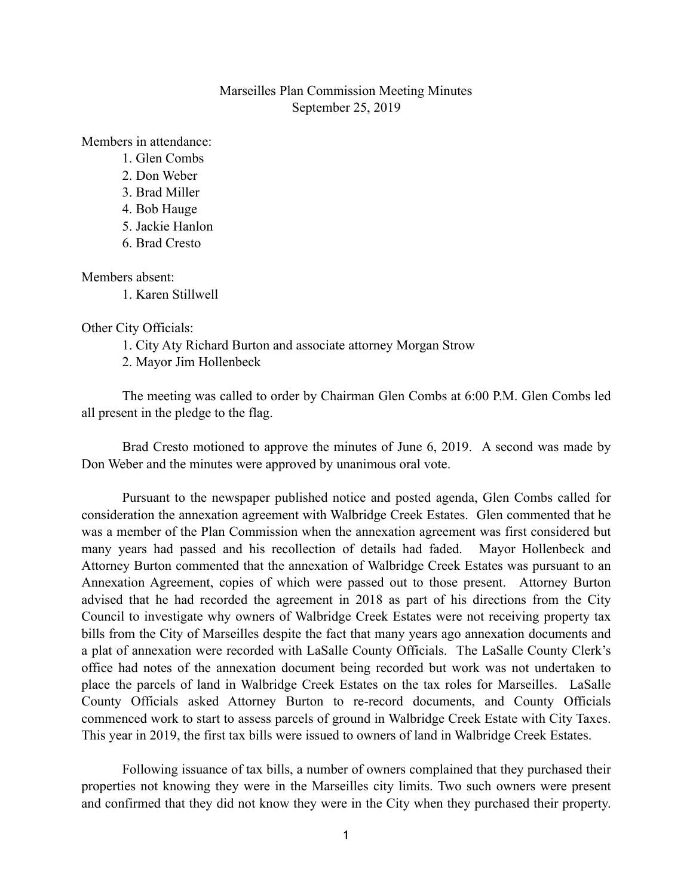# Marseilles Plan Commission Meeting Minutes
September 25, 2019

Members in attendance:

1. Glen Combs
2. Don Weber
3. Brad Miller
4. Bob Hauge
5. Jackie Hanlon
6. Brad Cresto

Members absent:

1. Karen Stillwell

Other City Officials:

1. City Aty Richard Burton and associate attorney Morgan Strow
2. Mayor Jim Hollenbeck

The meeting was called to order by Chairman Glen Combs at 6:00 P.M. Glen Combs led all present in the pledge to the flag.

Brad Cresto motioned to approve the minutes of June 6, 2019. A second was made by Don Weber and the minutes were approved by unanimous oral vote.

Pursuant to the newspaper published notice and posted agenda, Glen Combs called for consideration the annexation agreement with Walbridge Creek Estates. Glen commented that he was a member of the Plan Commission when the annexation agreement was first considered but many years had passed and his recollection of details had faded. Mayor Hollenbeck and Attorney Burton commented that the annexation of Walbridge Creek Estates was pursuant to an Annexation Agreement, copies of which were passed out to those present. Attorney Burton advised that he had recorded the agreement in 2018 as part of his directions from the City Council to investigate why owners of Walbridge Creek Estates were not receiving property tax bills from the City of Marseilles despite the fact that many years ago annexation documents and a plat of annexation were recorded with LaSalle County Officials. The LaSalle County Clerk's office had notes of the annexation document being recorded but work was not undertaken to place the parcels of land in Walbridge Creek Estates on the tax roles for Marseilles. LaSalle County Officials asked Attorney Burton to re-record documents, and County Officials commenced work to start to assess parcels of ground in Walbridge Creek Estate with City Taxes. This year in 2019, the first tax bills were issued to owners of land in Walbridge Creek Estates.

Following issuance of tax bills, a number of owners complained that they purchased their properties not knowing they were in the Marseilles city limits. Two such owners were present and confirmed that they did not know they were in the City when they purchased their property.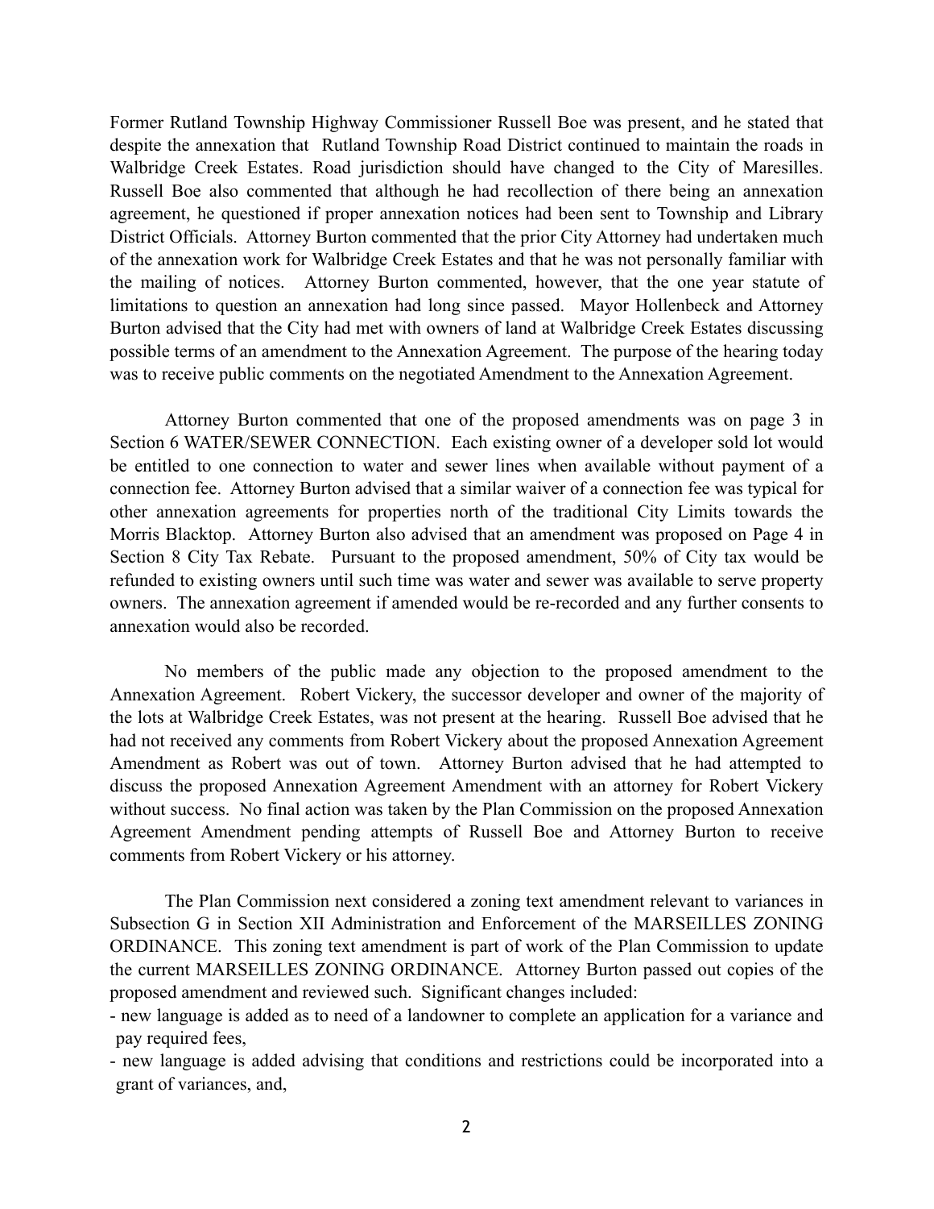Former Rutland Township Highway Commissioner Russell Boe was present, and he stated that despite the annexation that Rutland Township Road District continued to maintain the roads in Walbridge Creek Estates. Road jurisdiction should have changed to the City of Maresilles. Russell Boe also commented that although he had recollection of there being an annexation agreement, he questioned if proper annexation notices had been sent to Township and Library District Officials. Attorney Burton commented that the prior City Attorney had undertaken much of the annexation work for Walbridge Creek Estates and that he was not personally familiar with the mailing of notices. Attorney Burton commented, however, that the one year statute of limitations to question an annexation had long since passed. Mayor Hollenbeck and Attorney Burton advised that the City had met with owners of land at Walbridge Creek Estates discussing possible terms of an amendment to the Annexation Agreement. The purpose of the hearing today was to receive public comments on the negotiated Amendment to the Annexation Agreement.

Attorney Burton commented that one of the proposed amendments was on page 3 in Section 6 WATER/SEWER CONNECTION. Each existing owner of a developer sold lot would be entitled to one connection to water and sewer lines when available without payment of a connection fee. Attorney Burton advised that a similar waiver of a connection fee was typical for other annexation agreements for properties north of the traditional City Limits towards the Morris Blacktop. Attorney Burton also advised that an amendment was proposed on Page 4 in Section 8 City Tax Rebate. Pursuant to the proposed amendment, 50% of City tax would be refunded to existing owners until such time was water and sewer was available to serve property owners. The annexation agreement if amended would be re-recorded and any further consents to annexation would also be recorded.

No members of the public made any objection to the proposed amendment to the Annexation Agreement. Robert Vickery, the successor developer and owner of the majority of the lots at Walbridge Creek Estates, was not present at the hearing. Russell Boe advised that he had not received any comments from Robert Vickery about the proposed Annexation Agreement Amendment as Robert was out of town. Attorney Burton advised that he had attempted to discuss the proposed Annexation Agreement Amendment with an attorney for Robert Vickery without success. No final action was taken by the Plan Commission on the proposed Annexation Agreement Amendment pending attempts of Russell Boe and Attorney Burton to receive comments from Robert Vickery or his attorney.

The Plan Commission next considered a zoning text amendment relevant to variances in Subsection G in Section XII Administration and Enforcement of the MARSEILLES ZONING ORDINANCE. This zoning text amendment is part of work of the Plan Commission to update the current MARSEILLES ZONING ORDINANCE. Attorney Burton passed out copies of the proposed amendment and reviewed such. Significant changes included:

- new language is added as to need of a landowner to complete an application for a variance and pay required fees,
- new language is added advising that conditions and restrictions could be incorporated into a grant of variances, and,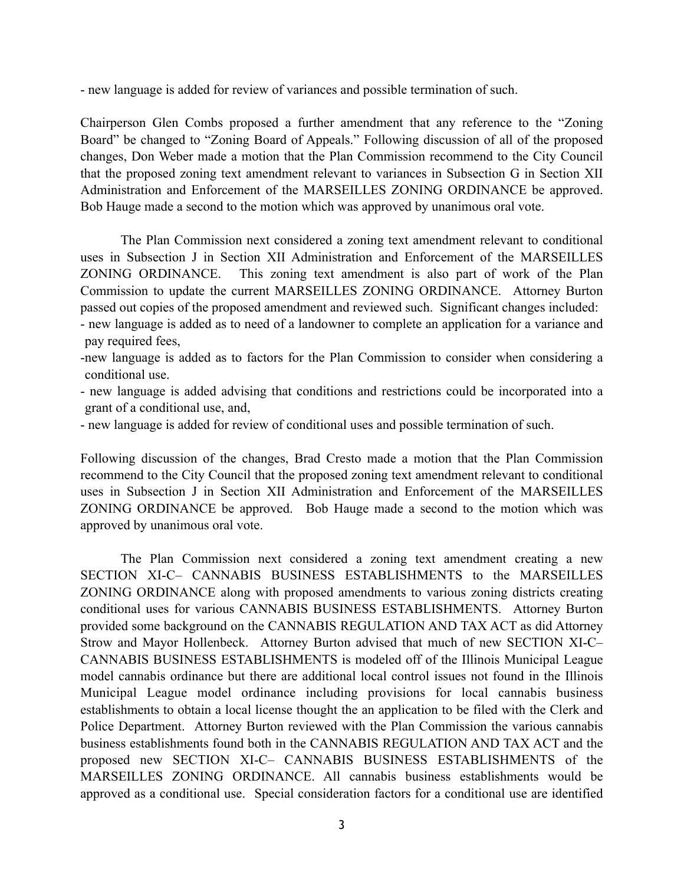- new language is added for review of variances and possible termination of such.

Chairperson Glen Combs proposed a further amendment that any reference to the "Zoning Board" be changed to "Zoning Board of Appeals." Following discussion of all of the proposed changes, Don Weber made a motion that the Plan Commission recommend to the City Council that the proposed zoning text amendment relevant to variances in Subsection G in Section XII Administration and Enforcement of the MARSEILLES ZONING ORDINANCE be approved. Bob Hauge made a second to the motion which was approved by unanimous oral vote.

The Plan Commission next considered a zoning text amendment relevant to conditional uses in Subsection J in Section XII Administration and Enforcement of the MARSEILLES ZONING ORDINANCE. This zoning text amendment is also part of work of the Plan Commission to update the current MARSEILLES ZONING ORDINANCE. Attorney Burton passed out copies of the proposed amendment and reviewed such. Significant changes included:

- new language is added as to need of a landowner to complete an application for a variance and pay required fees,
- new language is added as to factors for the Plan Commission to consider when considering a conditional use.
- new language is added advising that conditions and restrictions could be incorporated into a grant of a conditional use, and,
- new language is added for review of conditional uses and possible termination of such.

Following discussion of the changes, Brad Cresto made a motion that the Plan Commission recommend to the City Council that the proposed zoning text amendment relevant to conditional uses in Subsection J in Section XII Administration and Enforcement of the MARSEILLES ZONING ORDINANCE be approved. Bob Hauge made a second to the motion which was approved by unanimous oral vote.

The Plan Commission next considered a zoning text amendment creating a new SECTION XI-C– CANNABIS BUSINESS ESTABLISHMENTS to the MARSEILLES ZONING ORDINANCE along with proposed amendments to various zoning districts creating conditional uses for various CANNABIS BUSINESS ESTABLISHMENTS. Attorney Burton provided some background on the CANNABIS REGULATION AND TAX ACT as did Attorney Strow and Mayor Hollenbeck. Attorney Burton advised that much of new SECTION XI-C– CANNABIS BUSINESS ESTABLISHMENTS is modeled off of the Illinois Municipal League model cannabis ordinance but there are additional local control issues not found in the Illinois Municipal League model ordinance including provisions for local cannabis business establishments to obtain a local license thought the an application to be filed with the Clerk and Police Department. Attorney Burton reviewed with the Plan Commission the various cannabis business establishments found both in the CANNABIS REGULATION AND TAX ACT and the proposed new SECTION XI-C– CANNABIS BUSINESS ESTABLISHMENTS of the MARSEILLES ZONING ORDINANCE. All cannabis business establishments would be approved as a conditional use. Special consideration factors for a conditional use are identified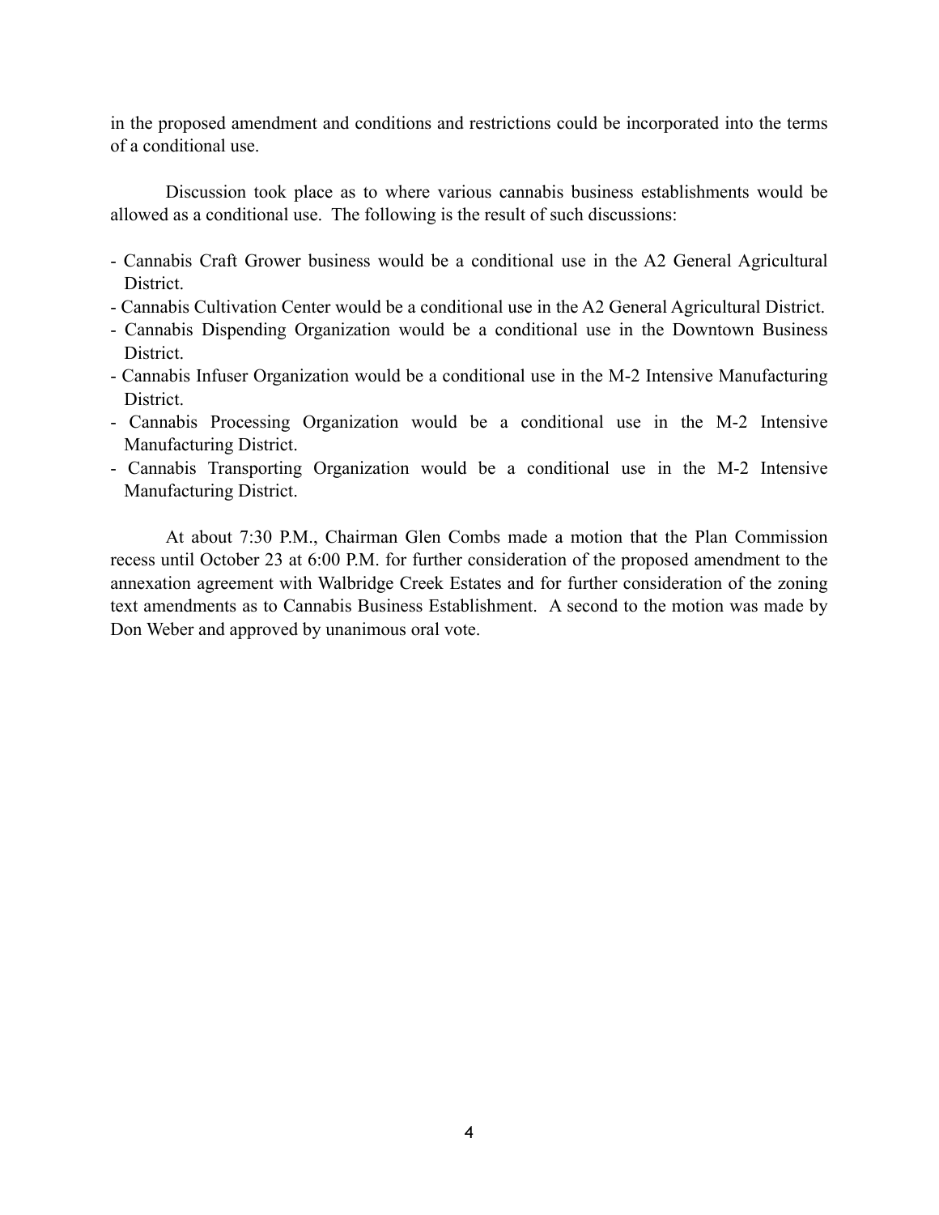in the proposed amendment and conditions and restrictions could be incorporated into the terms of a conditional use.

Discussion took place as to where various cannabis business establishments would be allowed as a conditional use. The following is the result of such discussions:

- Cannabis Craft Grower business would be a conditional use in the A2 General Agricultural District.
- Cannabis Cultivation Center would be a conditional use in the A2 General Agricultural District.
- Cannabis Dispending Organization would be a conditional use in the Downtown Business District.
- Cannabis Infuser Organization would be a conditional use in the M-2 Intensive Manufacturing District.
- Cannabis Processing Organization would be a conditional use in the M-2 Intensive Manufacturing District.
- Cannabis Transporting Organization would be a conditional use in the M-2 Intensive Manufacturing District.

At about 7:30 P.M., Chairman Glen Combs made a motion that the Plan Commission recess until October 23 at 6:00 P.M. for further consideration of the proposed amendment to the annexation agreement with Walbridge Creek Estates and for further consideration of the zoning text amendments as to Cannabis Business Establishment. A second to the motion was made by Don Weber and approved by unanimous oral vote.